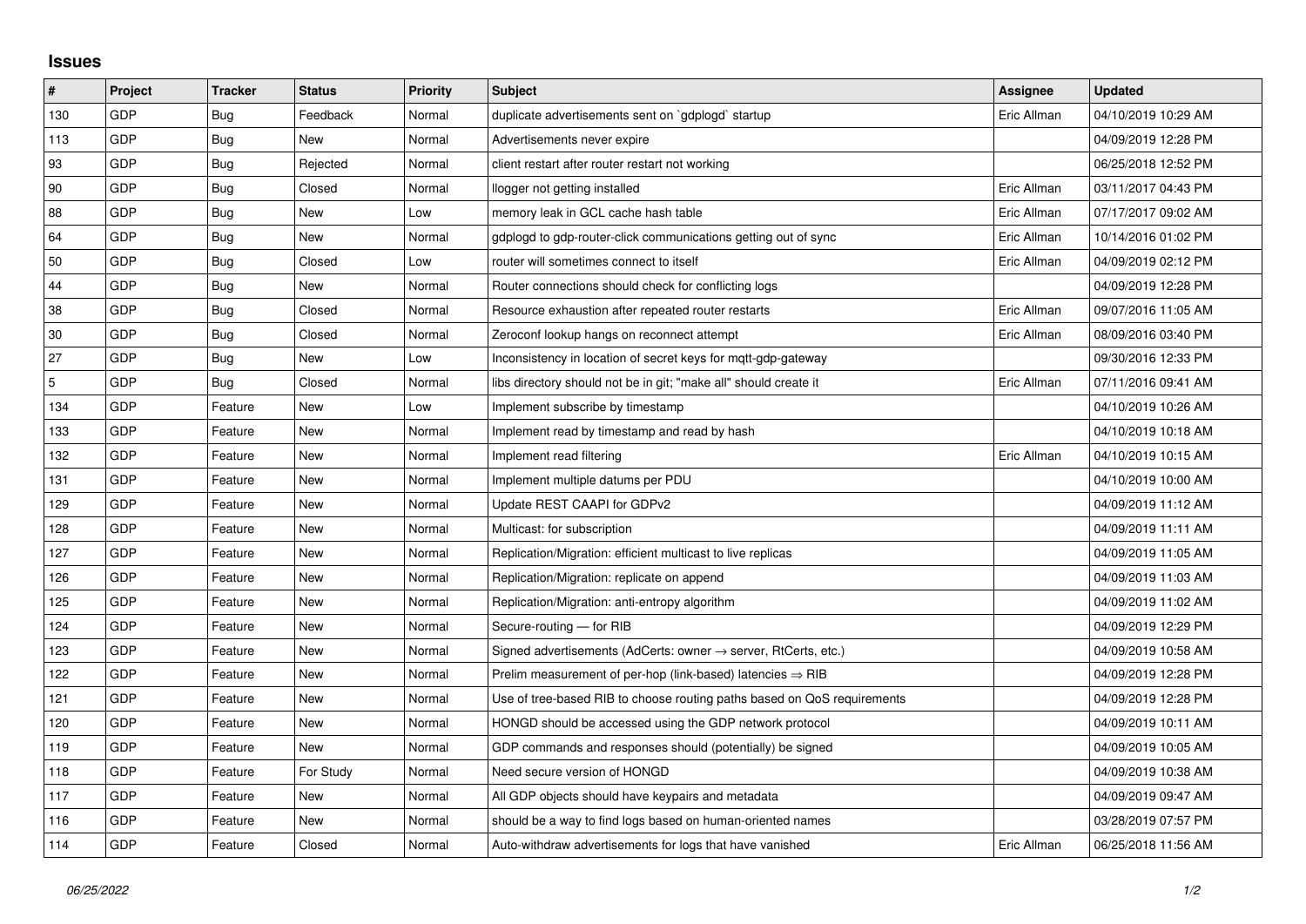## Issues

| # | Project | Tracker | Status | Priority | Subject | Assignee | Updated |
|---|---|---|---|---|---|---|---|
| 130 | GDP | Bug | Feedback | Normal | duplicate advertisements sent on `gdplogd` startup | Eric Allman | 04/10/2019 10:29 AM |
| 113 | GDP | Bug | New | Normal | Advertisements never expire | | 04/09/2019 12:28 PM |
| 93 | GDP | Bug | Rejected | Normal | client restart after router restart not working | | 06/25/2018 12:52 PM |
| 90 | GDP | Bug | Closed | Normal | llogger not getting installed | Eric Allman | 03/11/2017 04:43 PM |
| 88 | GDP | Bug | New | Low | memory leak in GCL cache hash table | Eric Allman | 07/17/2017 09:02 AM |
| 64 | GDP | Bug | New | Normal | gdplogd to gdp-router-click communications getting out of sync | Eric Allman | 10/14/2016 01:02 PM |
| 50 | GDP | Bug | Closed | Low | router will sometimes connect to itself | Eric Allman | 04/09/2019 02:12 PM |
| 44 | GDP | Bug | New | Normal | Router connections should check for conflicting logs | | 04/09/2019 12:28 PM |
| 38 | GDP | Bug | Closed | Normal | Resource exhaustion after repeated router restarts | Eric Allman | 09/07/2016 11:05 AM |
| 30 | GDP | Bug | Closed | Normal | Zeroconf lookup hangs on reconnect attempt | Eric Allman | 08/09/2016 03:40 PM |
| 27 | GDP | Bug | New | Low | Inconsistency in location of secret keys for mqtt-gdp-gateway | | 09/30/2016 12:33 PM |
| 5 | GDP | Bug | Closed | Normal | libs directory should not be in git; "make all" should create it | Eric Allman | 07/11/2016 09:41 AM |
| 134 | GDP | Feature | New | Low | Implement subscribe by timestamp | | 04/10/2019 10:26 AM |
| 133 | GDP | Feature | New | Normal | Implement read by timestamp and read by hash | | 04/10/2019 10:18 AM |
| 132 | GDP | Feature | New | Normal | Implement read filtering | Eric Allman | 04/10/2019 10:15 AM |
| 131 | GDP | Feature | New | Normal | Implement multiple datums per PDU | | 04/10/2019 10:00 AM |
| 129 | GDP | Feature | New | Normal | Update REST CAAPI for GDPv2 | | 04/09/2019 11:12 AM |
| 128 | GDP | Feature | New | Normal | Multicast: for subscription | | 04/09/2019 11:11 AM |
| 127 | GDP | Feature | New | Normal | Replication/Migration: efficient multicast to live replicas | | 04/09/2019 11:05 AM |
| 126 | GDP | Feature | New | Normal | Replication/Migration: replicate on append | | 04/09/2019 11:03 AM |
| 125 | GDP | Feature | New | Normal | Replication/Migration: anti-entropy algorithm | | 04/09/2019 11:02 AM |
| 124 | GDP | Feature | New | Normal | Secure-routing — for RIB | | 04/09/2019 12:29 PM |
| 123 | GDP | Feature | New | Normal | Signed advertisements (AdCerts: owner → server, RtCerts, etc.) | | 04/09/2019 10:58 AM |
| 122 | GDP | Feature | New | Normal | Prelim measurement of per-hop (link-based) latencies ⇒ RIB | | 04/09/2019 12:28 PM |
| 121 | GDP | Feature | New | Normal | Use of tree-based RIB to choose routing paths based on QoS requirements | | 04/09/2019 12:28 PM |
| 120 | GDP | Feature | New | Normal | HONGD should be accessed using the GDP network protocol | | 04/09/2019 10:11 AM |
| 119 | GDP | Feature | New | Normal | GDP commands and responses should (potentially) be signed | | 04/09/2019 10:05 AM |
| 118 | GDP | Feature | For Study | Normal | Need secure version of HONGD | | 04/09/2019 10:38 AM |
| 117 | GDP | Feature | New | Normal | All GDP objects should have keypairs and metadata | | 04/09/2019 09:47 AM |
| 116 | GDP | Feature | New | Normal | should be a way to find logs based on human-oriented names | | 03/28/2019 07:57 PM |
| 114 | GDP | Feature | Closed | Normal | Auto-withdraw advertisements for logs that have vanished | Eric Allman | 06/25/2018 11:56 AM |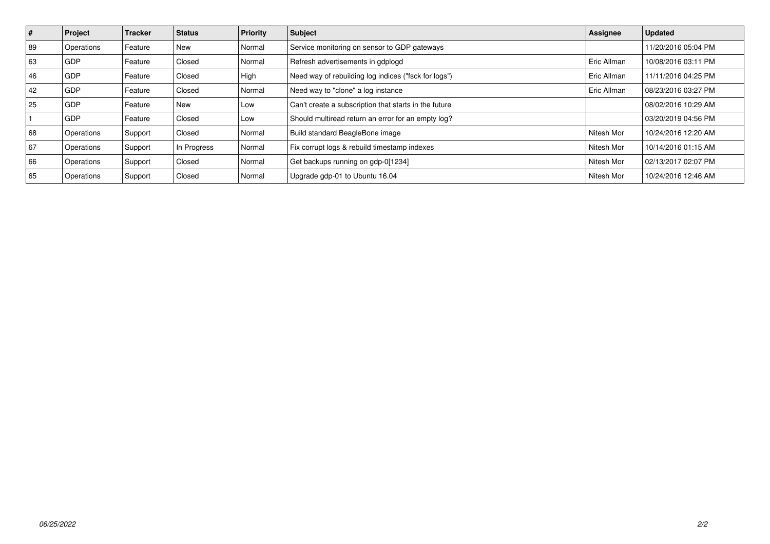| # | Project | Tracker | Status | Priority | Subject | Assignee | Updated |
|---|---|---|---|---|---|---|---|
| 89 | Operations | Feature | New | Normal | Service monitoring on sensor to GDP gateways | | 11/20/2016 05:04 PM |
| 63 | GDP | Feature | Closed | Normal | Refresh advertisements in gdplogd | Eric Allman | 10/08/2016 03:11 PM |
| 46 | GDP | Feature | Closed | High | Need way of rebuilding log indices ("fsck for logs") | Eric Allman | 11/11/2016 04:25 PM |
| 42 | GDP | Feature | Closed | Normal | Need way to "clone" a log instance | Eric Allman | 08/23/2016 03:27 PM |
| 25 | GDP | Feature | New | Low | Can't create a subscription that starts in the future | | 08/02/2016 10:29 AM |
| 1 | GDP | Feature | Closed | Low | Should multiread return an error for an empty log? | | 03/20/2019 04:56 PM |
| 68 | Operations | Support | Closed | Normal | Build standard BeagleBone image | Nitesh Mor | 10/24/2016 12:20 AM |
| 67 | Operations | Support | In Progress | Normal | Fix corrupt logs & rebuild timestamp indexes | Nitesh Mor | 10/14/2016 01:15 AM |
| 66 | Operations | Support | Closed | Normal | Get backups running on gdp-0[1234] | Nitesh Mor | 02/13/2017 02:07 PM |
| 65 | Operations | Support | Closed | Normal | Upgrade gdp-01 to Ubuntu 16.04 | Nitesh Mor | 10/24/2016 12:46 AM |